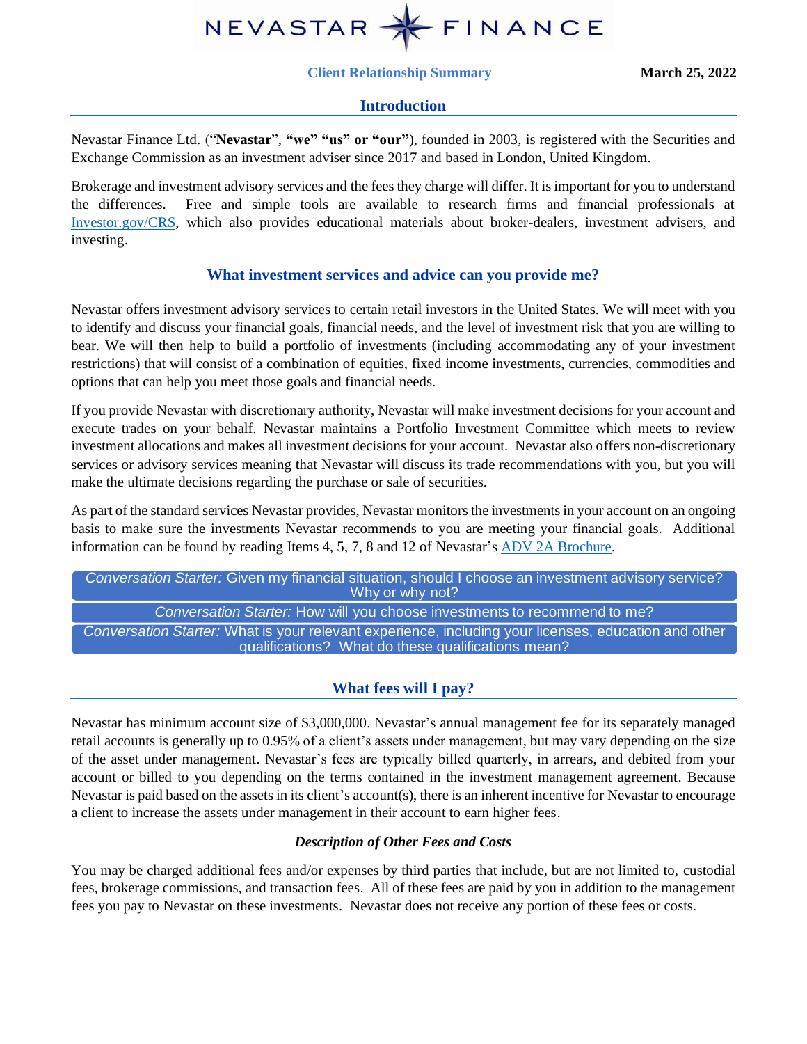# NEVASTAR FINANCE

**Client Relationship Summary** **March 25, 2022**

## Introduction

Nevastar Finance Ltd. ("**Nevastar**", **"we" "us" or "our"**), founded in 2003, is registered with the Securities and Exchange Commission as an investment adviser since 2017 and based in London, United Kingdom.

Brokerage and investment advisory services and the fees they charge will differ. It is important for you to understand the differences. Free and simple tools are available to research firms and financial professionals at [Investor.gov/CRS](Investor.gov/CRS), which also provides educational materials about broker-dealers, investment advisers, and investing.

## What investment services and advice can you provide me?

Nevastar offers investment advisory services to certain retail investors in the United States. We will meet with you to identify and discuss your financial goals, financial needs, and the level of investment risk that you are willing to bear. We will then help to build a portfolio of investments (including accommodating any of your investment restrictions) that will consist of a combination of equities, fixed income investments, currencies, commodities and options that can help you meet those goals and financial needs.

If you provide Nevastar with discretionary authority, Nevastar will make investment decisions for your account and execute trades on your behalf. Nevastar maintains a Portfolio Investment Committee which meets to review investment allocations and makes all investment decisions for your account. Nevastar also offers non-discretionary services or advisory services meaning that Nevastar will discuss its trade recommendations with you, but you will make the ultimate decisions regarding the purchase or sale of securities.

As part of the standard services Nevastar provides, Nevastar monitors the investments in your account on an ongoing basis to make sure the investments Nevastar recommends to you are meeting your financial goals. Additional information can be found by reading Items 4, 5, 7, 8 and 12 of Nevastar's ADV 2A Brochure.

*Conversation Starter:* Given my financial situation, should I choose an investment advisory service? Why or why not?

*Conversation Starter:* How will you choose investments to recommend to me?

*Conversation Starter:* What is your relevant experience, including your licenses, education and other qualifications? What do these qualifications mean?

## What fees will I pay?

Nevastar has minimum account size of $3,000,000. Nevastar's annual management fee for its separately managed retail accounts is generally up to 0.95% of a client's assets under management, but may vary depending on the size of the asset under management. Nevastar's fees are typically billed quarterly, in arrears, and debited from your account or billed to you depending on the terms contained in the investment management agreement. Because Nevastar is paid based on the assets in its client's account(s), there is an inherent incentive for Nevastar to encourage a client to increase the assets under management in their account to earn higher fees.

### *Description of Other Fees and Costs*

You may be charged additional fees and/or expenses by third parties that include, but are not limited to, custodial fees, brokerage commissions, and transaction fees. All of these fees are paid by you in addition to the management fees you pay to Nevastar on these investments. Nevastar does not receive any portion of these fees or costs.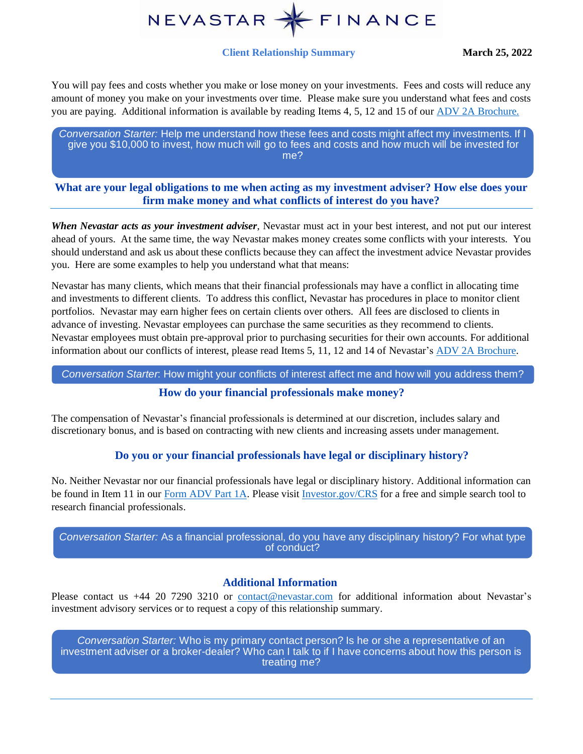NEVASTAR FINANCE

**Client Relationship Summary** **March 25, 2022**

You will pay fees and costs whether you make or lose money on your investments. Fees and costs will reduce any amount of money you make on your investments over time. Please make sure you understand what fees and costs you are paying. Additional information is available by reading Items 4, 5, 12 and 15 of our [ADV 2A Brochure.]

> *Conversation Starter:* Help me understand how these fees and costs might affect my investments. If I give you $10,000 to invest, how much will go to fees and costs and how much will be invested for me?

## What are your legal obligations to me when acting as my investment adviser? How else does your firm make money and what conflicts of interest do you have?

***When Nevastar acts as your investment adviser***, Nevastar must act in your best interest, and not put our interest ahead of yours. At the same time, the way Nevastar makes money creates some conflicts with your interests. You should understand and ask us about these conflicts because they can affect the investment advice Nevastar provides you. Here are some examples to help you understand what that means:

Nevastar has many clients, which means that their financial professionals may have a conflict in allocating time and investments to different clients. To address this conflict, Nevastar has procedures in place to monitor client portfolios. Nevastar may earn higher fees on certain clients over others. All fees are disclosed to clients in advance of investing. Nevastar employees can purchase the same securities as they recommend to clients. Nevastar employees must obtain pre-approval prior to purchasing securities for their own accounts. For additional information about our conflicts of interest, please read Items 5, 11, 12 and 14 of Nevastar's [ADV 2A Brochure].

> *Conversation Starter*: How might your conflicts of interest affect me and how will you address them?

## How do your financial professionals make money?

The compensation of Nevastar's financial professionals is determined at our discretion, includes salary and discretionary bonus, and is based on contracting with new clients and increasing assets under management.

## Do you or your financial professionals have legal or disciplinary history?

No. Neither Nevastar nor our financial professionals have legal or disciplinary history. Additional information can be found in Item 11 in our [Form ADV Part 1A]. Please visit [Investor.gov/CRS] for a free and simple search tool to research financial professionals.

> *Conversation Starter:* As a financial professional, do you have any disciplinary history? For what type of conduct?

## Additional Information

Please contact us +44 20 7290 3210 or contact@nevastar.com for additional information about Nevastar's investment advisory services or to request a copy of this relationship summary.

> *Conversation Starter:* Who is my primary contact person? Is he or she a representative of an investment adviser or a broker-dealer? Who can I talk to if I have concerns about how this person is treating me?